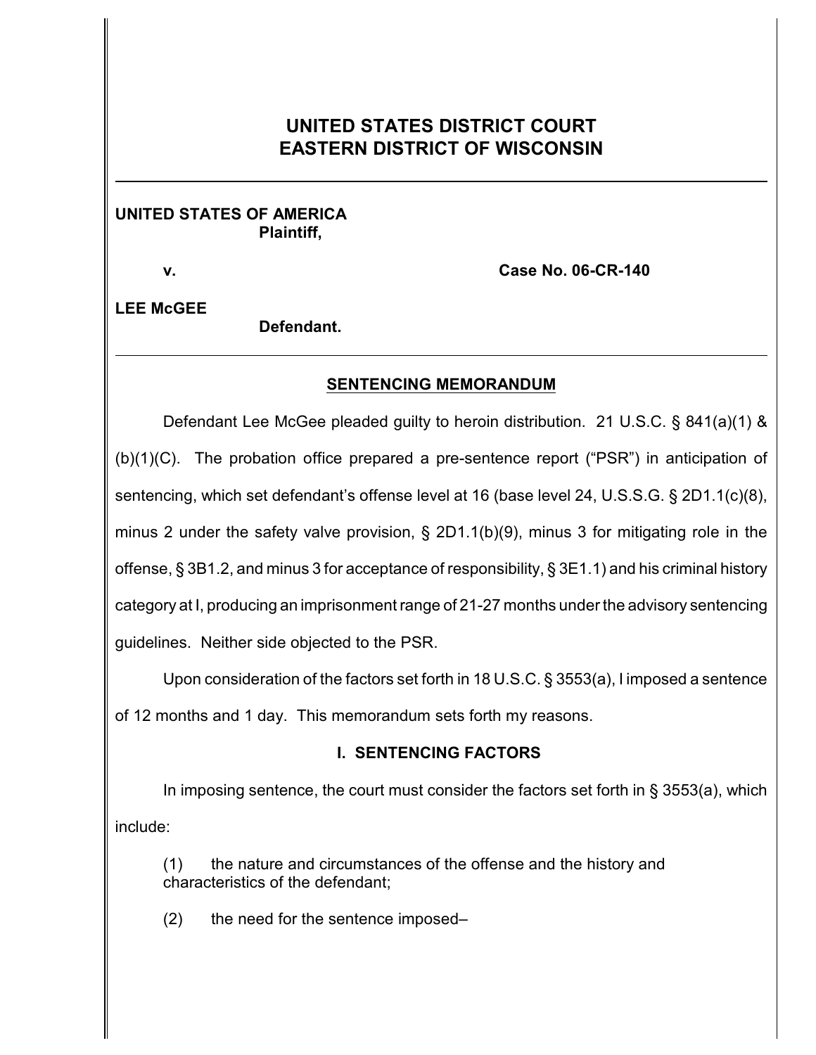# UNITED STATES DISTRICT COURT
# EASTERN DISTRICT OF WISCONSIN

---

**UNITED STATES OF AMERICA**
**Plaintiff,**

**v.** **Case No. 06-CR-140**

**LEE McGEE**
**Defendant.**

---

## SENTENCING MEMORANDUM

Defendant Lee McGee pleaded guilty to heroin distribution. 21 U.S.C. § 841(a)(1) & (b)(1)(C). The probation office prepared a pre-sentence report ("PSR") in anticipation of sentencing, which set defendant's offense level at 16 (base level 24, U.S.S.G. § 2D1.1(c)(8), minus 2 under the safety valve provision, § 2D1.1(b)(9), minus 3 for mitigating role in the offense, § 3B1.2, and minus 3 for acceptance of responsibility, § 3E1.1) and his criminal history category at I, producing an imprisonment range of 21-27 months under the advisory sentencing guidelines. Neither side objected to the PSR.

Upon consideration of the factors set forth in 18 U.S.C. § 3553(a), I imposed a sentence of 12 months and 1 day. This memorandum sets forth my reasons.

### I. SENTENCING FACTORS

In imposing sentence, the court must consider the factors set forth in § 3553(a), which include:

> (1) the nature and circumstances of the offense and the history and characteristics of the defendant;
>
> (2) the need for the sentence imposed–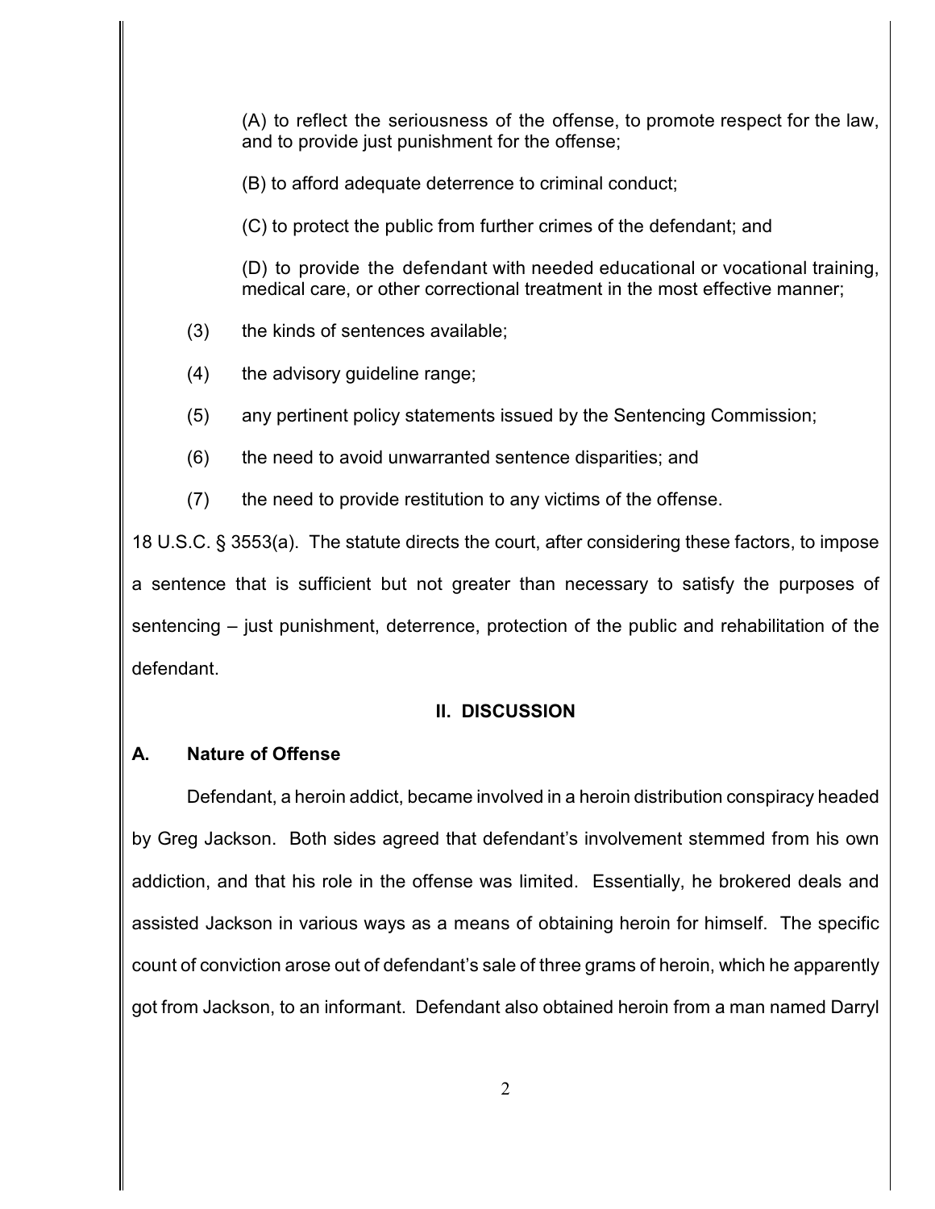(A) to reflect the seriousness of the offense, to promote respect for the law, and to provide just punishment for the offense;

(B) to afford adequate deterrence to criminal conduct;

(C) to protect the public from further crimes of the defendant; and

(D) to provide the defendant with needed educational or vocational training, medical care, or other correctional treatment in the most effective manner;

(3) the kinds of sentences available;

(4) the advisory guideline range;

(5) any pertinent policy statements issued by the Sentencing Commission;

(6) the need to avoid unwarranted sentence disparities; and

(7) the need to provide restitution to any victims of the offense.

18 U.S.C. § 3553(a). The statute directs the court, after considering these factors, to impose a sentence that is sufficient but not greater than necessary to satisfy the purposes of sentencing – just punishment, deterrence, protection of the public and rehabilitation of the defendant.

## II. DISCUSSION

### A. Nature of Offense

Defendant, a heroin addict, became involved in a heroin distribution conspiracy headed by Greg Jackson. Both sides agreed that defendant's involvement stemmed from his own addiction, and that his role in the offense was limited. Essentially, he brokered deals and assisted Jackson in various ways as a means of obtaining heroin for himself. The specific count of conviction arose out of defendant's sale of three grams of heroin, which he apparently got from Jackson, to an informant. Defendant also obtained heroin from a man named Darryl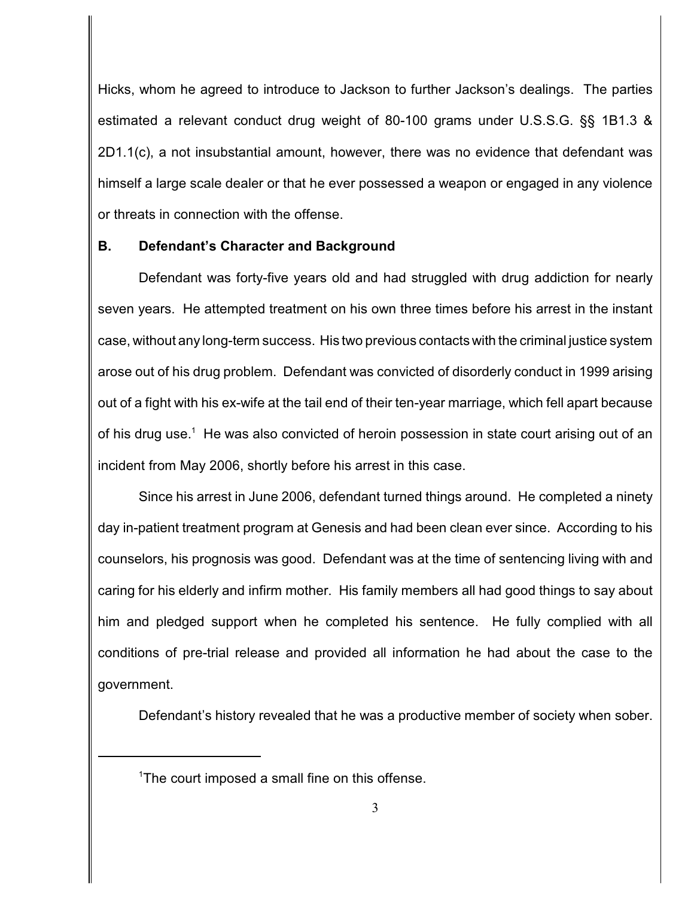Hicks, whom he agreed to introduce to Jackson to further Jackson's dealings. The parties estimated a relevant conduct drug weight of 80-100 grams under U.S.S.G. §§ 1B1.3 & 2D1.1(c), a not insubstantial amount, however, there was no evidence that defendant was himself a large scale dealer or that he ever possessed a weapon or engaged in any violence or threats in connection with the offense.

### B. Defendant's Character and Background

Defendant was forty-five years old and had struggled with drug addiction for nearly seven years. He attempted treatment on his own three times before his arrest in the instant case, without any long-term success. His two previous contacts with the criminal justice system arose out of his drug problem. Defendant was convicted of disorderly conduct in 1999 arising out of a fight with his ex-wife at the tail end of their ten-year marriage, which fell apart because of his drug use.[1] He was also convicted of heroin possession in state court arising out of an incident from May 2006, shortly before his arrest in this case.

Since his arrest in June 2006, defendant turned things around. He completed a ninety day in-patient treatment program at Genesis and had been clean ever since. According to his counselors, his prognosis was good. Defendant was at the time of sentencing living with and caring for his elderly and infirm mother. His family members all had good things to say about him and pledged support when he completed his sentence. He fully complied with all conditions of pre-trial release and provided all information he had about the case to the government.

Defendant's history revealed that he was a productive member of society when sober.

---

[1]The court imposed a small fine on this offense.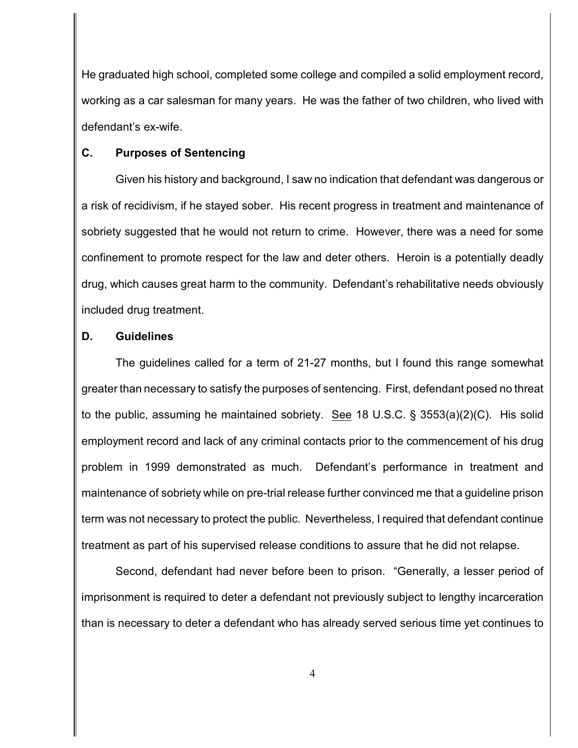He graduated high school, completed some college and compiled a solid employment record, working as a car salesman for many years. He was the father of two children, who lived with defendant's ex-wife.

### C. Purposes of Sentencing

Given his history and background, I saw no indication that defendant was dangerous or a risk of recidivism, if he stayed sober. His recent progress in treatment and maintenance of sobriety suggested that he would not return to crime. However, there was a need for some confinement to promote respect for the law and deter others. Heroin is a potentially deadly drug, which causes great harm to the community. Defendant's rehabilitative needs obviously included drug treatment.

### D. Guidelines

The guidelines called for a term of 21-27 months, but I found this range somewhat greater than necessary to satisfy the purposes of sentencing. First, defendant posed no threat to the public, assuming he maintained sobriety. See 18 U.S.C. § 3553(a)(2)(C). His solid employment record and lack of any criminal contacts prior to the commencement of his drug problem in 1999 demonstrated as much. Defendant's performance in treatment and maintenance of sobriety while on pre-trial release further convinced me that a guideline prison term was not necessary to protect the public. Nevertheless, I required that defendant continue treatment as part of his supervised release conditions to assure that he did not relapse.

Second, defendant had never before been to prison. "Generally, a lesser period of imprisonment is required to deter a defendant not previously subject to lengthy incarceration than is necessary to deter a defendant who has already served serious time yet continues to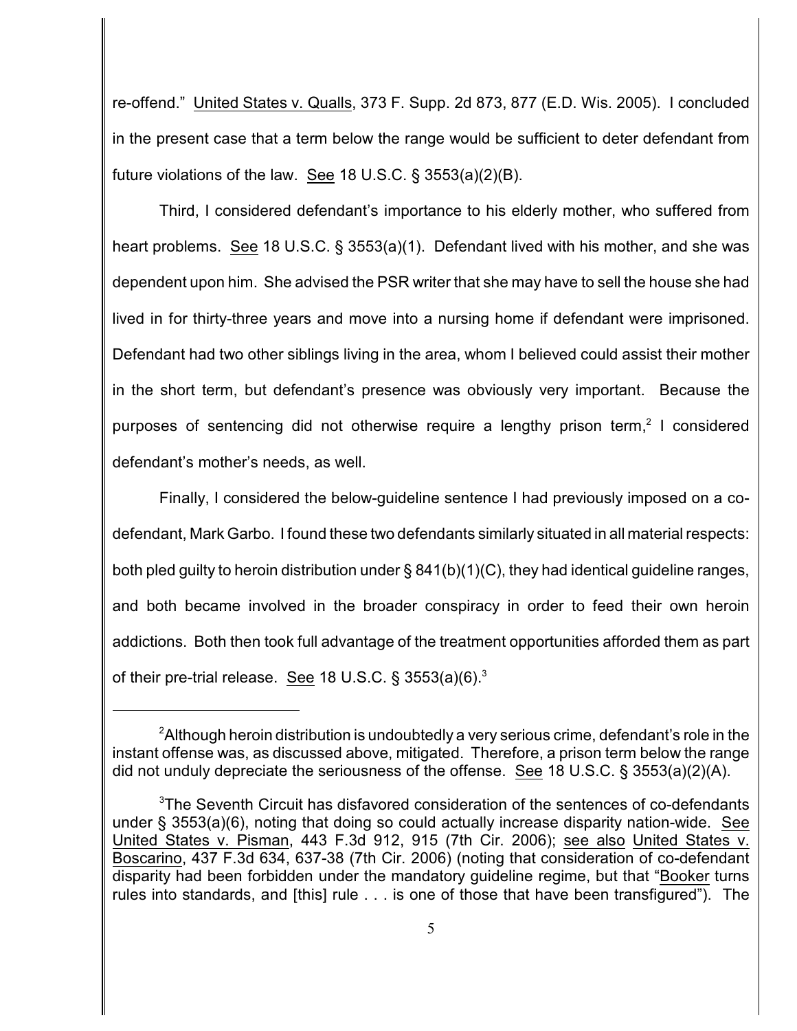re-offend." United States v. Qualls, 373 F. Supp. 2d 873, 877 (E.D. Wis. 2005). I concluded in the present case that a term below the range would be sufficient to deter defendant from future violations of the law. See 18 U.S.C. § 3553(a)(2)(B).

Third, I considered defendant's importance to his elderly mother, who suffered from heart problems. See 18 U.S.C. § 3553(a)(1). Defendant lived with his mother, and she was dependent upon him. She advised the PSR writer that she may have to sell the house she had lived in for thirty-three years and move into a nursing home if defendant were imprisoned. Defendant had two other siblings living in the area, whom I believed could assist their mother in the short term, but defendant's presence was obviously very important. Because the purposes of sentencing did not otherwise require a lengthy prison term,[2] I considered defendant's mother's needs, as well.

Finally, I considered the below-guideline sentence I had previously imposed on a co-defendant, Mark Garbo. I found these two defendants similarly situated in all material respects: both pled guilty to heroin distribution under § 841(b)(1)(C), they had identical guideline ranges, and both became involved in the broader conspiracy in order to feed their own heroin addictions. Both then took full advantage of the treatment opportunities afforded them as part of their pre-trial release. See 18 U.S.C. § 3553(a)(6).[3]

---

[2]Although heroin distribution is undoubtedly a very serious crime, defendant's role in the instant offense was, as discussed above, mitigated. Therefore, a prison term below the range did not unduly depreciate the seriousness of the offense. See 18 U.S.C. § 3553(a)(2)(A).

[3]The Seventh Circuit has disfavored consideration of the sentences of co-defendants under § 3553(a)(6), noting that doing so could actually increase disparity nation-wide. See United States v. Pisman, 443 F.3d 912, 915 (7th Cir. 2006); see also United States v. Boscarino, 437 F.3d 634, 637-38 (7th Cir. 2006) (noting that consideration of co-defendant disparity had been forbidden under the mandatory guideline regime, but that "Booker turns rules into standards, and [this] rule . . . is one of those that have been transfigured"). The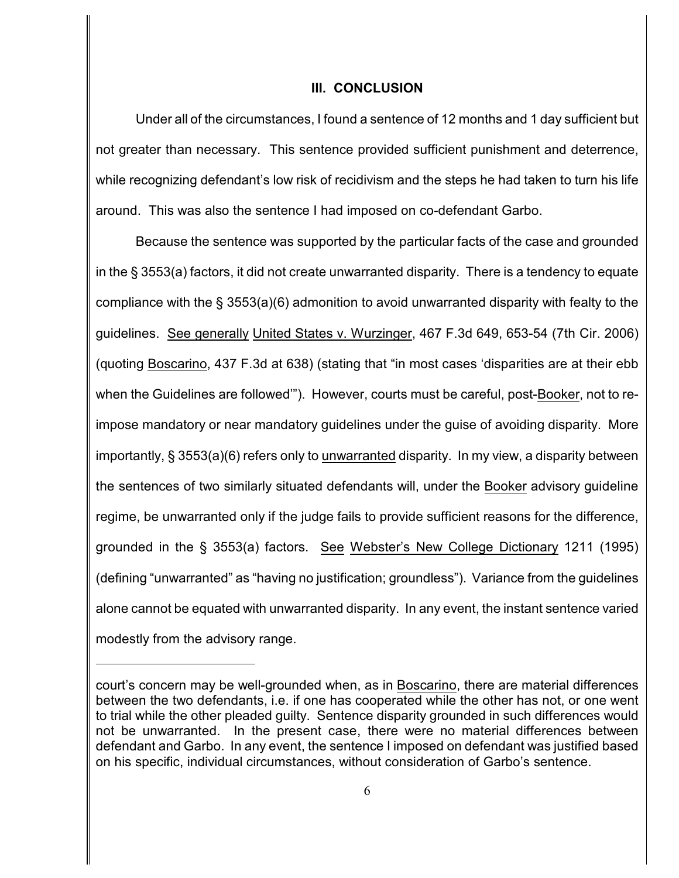## III. CONCLUSION

Under all of the circumstances, I found a sentence of 12 months and 1 day sufficient but not greater than necessary. This sentence provided sufficient punishment and deterrence, while recognizing defendant's low risk of recidivism and the steps he had taken to turn his life around. This was also the sentence I had imposed on co-defendant Garbo.

Because the sentence was supported by the particular facts of the case and grounded in the § 3553(a) factors, it did not create unwarranted disparity. There is a tendency to equate compliance with the § 3553(a)(6) admonition to avoid unwarranted disparity with fealty to the guidelines. See generally United States v. Wurzinger, 467 F.3d 649, 653-54 (7th Cir. 2006) (quoting Boscarino, 437 F.3d at 638) (stating that "in most cases 'disparities are at their ebb when the Guidelines are followed'"). However, courts must be careful, post-Booker, not to re-impose mandatory or near mandatory guidelines under the guise of avoiding disparity. More importantly, § 3553(a)(6) refers only to unwarranted disparity. In my view, a disparity between the sentences of two similarly situated defendants will, under the Booker advisory guideline regime, be unwarranted only if the judge fails to provide sufficient reasons for the difference, grounded in the § 3553(a) factors. See Webster's New College Dictionary 1211 (1995) (defining "unwarranted" as "having no justification; groundless"). Variance from the guidelines alone cannot be equated with unwarranted disparity. In any event, the instant sentence varied modestly from the advisory range.

---

court's concern may be well-grounded when, as in Boscarino, there are material differences between the two defendants, i.e. if one has cooperated while the other has not, or one went to trial while the other pleaded guilty. Sentence disparity grounded in such differences would not be unwarranted. In the present case, there were no material differences between defendant and Garbo. In any event, the sentence I imposed on defendant was justified based on his specific, individual circumstances, without consideration of Garbo's sentence.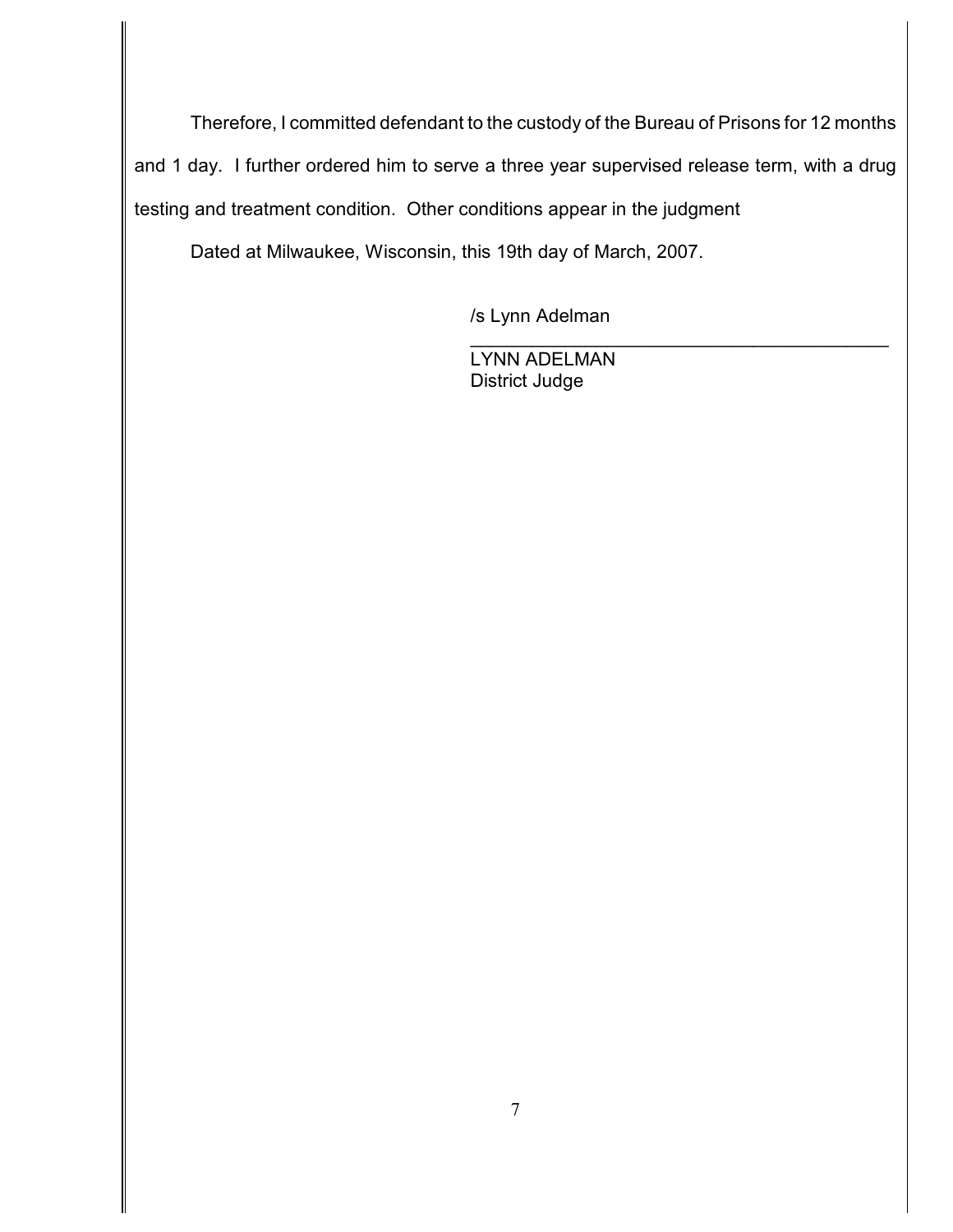Therefore, I committed defendant to the custody of the Bureau of Prisons for 12 months and 1 day. I further ordered him to serve a three year supervised release term, with a drug testing and treatment condition. Other conditions appear in the judgment

Dated at Milwaukee, Wisconsin, this 19th day of March, 2007.

/s Lynn Adelman

LYNN ADELMAN
District Judge